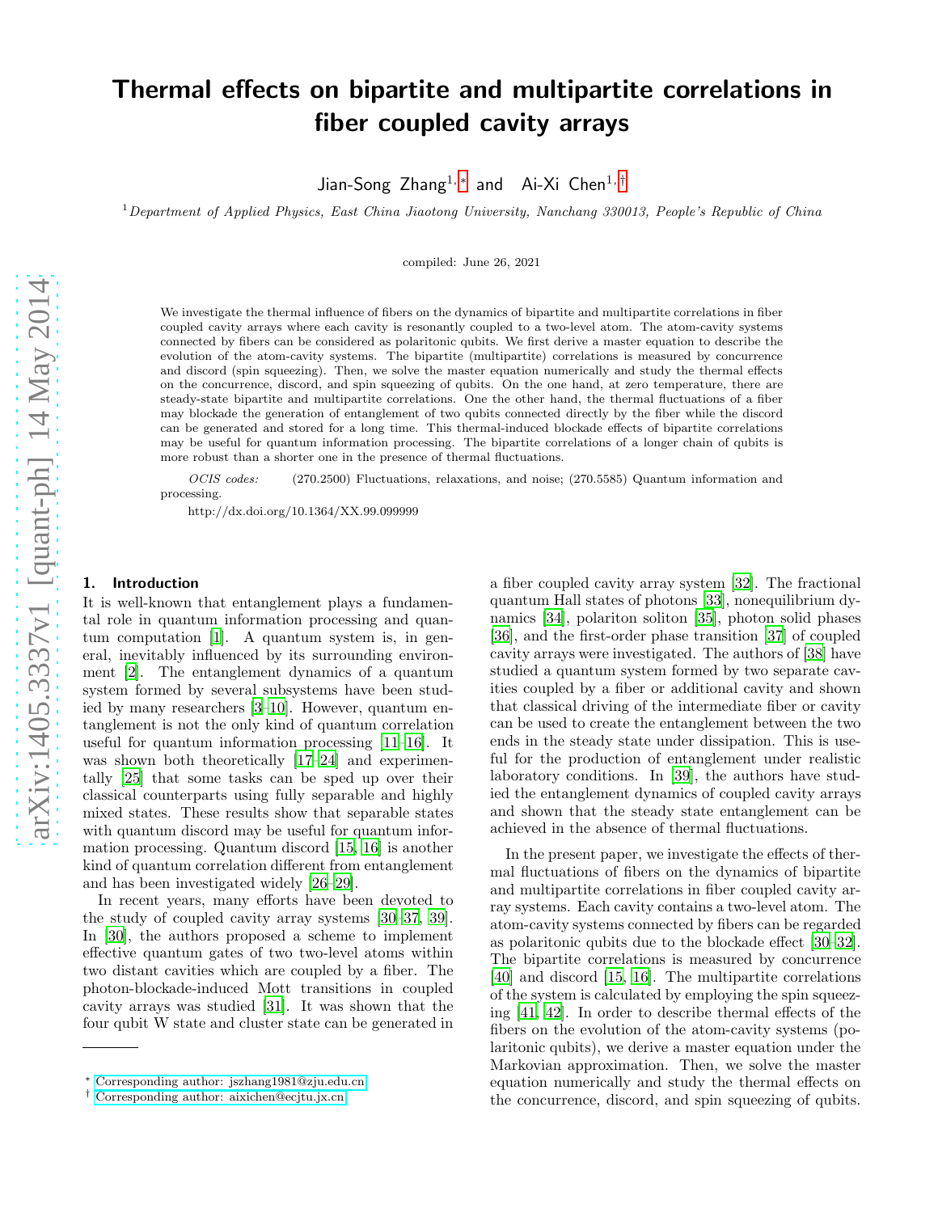# Thermal effects on bipartite and multipartite correlations in fiber coupled cavity arrays

Jian-Song Zhang[1,*] and Ai-Xi Chen[1,†]

[1] *Department of Applied Physics, East China Jiaotong University, Nanchang 330013, People's Republic of China*

compiled: June 26, 2021

We investigate the thermal influence of fibers on the dynamics of bipartite and multipartite correlations in fiber coupled cavity arrays where each cavity is resonantly coupled to a two-level atom. The atom-cavity systems connected by fibers can be considered as polaritonic qubits. We first derive a master equation to describe the evolution of the atom-cavity systems. The bipartite (multipartite) correlations is measured by concurrence and discord (spin squeezing). Then, we solve the master equation numerically and study the thermal effects on the concurrence, discord, and spin squeezing of qubits. On the one hand, at zero temperature, there are steady-state bipartite and multipartite correlations. One the other hand, the thermal fluctuations of a fiber may blockade the generation of entanglement of two qubits connected directly by the fiber while the discord can be generated and stored for a long time. This thermal-induced blockade effects of bipartite correlations may be useful for quantum information processing. The bipartite correlations of a longer chain of qubits is more robust than a shorter one in the presence of thermal fluctuations.

*OCIS codes:* (270.2500) Fluctuations, relaxations, and noise; (270.5585) Quantum information and processing.

http://dx.doi.org/10.1364/XX.99.099999

## 1. Introduction

It is well-known that entanglement plays a fundamental role in quantum information processing and quantum computation [1]. A quantum system is, in general, inevitably influenced by its surrounding environment [2]. The entanglement dynamics of a quantum system formed by several subsystems have been studied by many researchers [3–10]. However, quantum entanglement is not the only kind of quantum correlation useful for quantum information processing [11–16]. It was shown both theoretically [17–24] and experimentally [25] that some tasks can be sped up over their classical counterparts using fully separable and highly mixed states. These results show that separable states with quantum discord may be useful for quantum information processing. Quantum discord [15, 16] is another kind of quantum correlation different from entanglement and has been investigated widely [26–29].

In recent years, many efforts have been devoted to the study of coupled cavity array systems [30–37, 39]. In [30], the authors proposed a scheme to implement effective quantum gates of two two-level atoms within two distant cavities which are coupled by a fiber. The photon-blockade-induced Mott transitions in coupled cavity arrays was studied [31]. It was shown that the four qubit W state and cluster state can be generated in a fiber coupled cavity array system [32]. The fractional quantum Hall states of photons [33], nonequilibrium dynamics [34], polariton soliton [35], photon solid phases [36], and the first-order phase transition [37] of coupled cavity arrays were investigated. The authors of [38] have studied a quantum system formed by two separate cavities coupled by a fiber or additional cavity and shown that classical driving of the intermediate fiber or cavity can be used to create the entanglement between the two ends in the steady state under dissipation. This is useful for the production of entanglement under realistic laboratory conditions. In [39], the authors have studied the entanglement dynamics of coupled cavity arrays and shown that the steady state entanglement can be achieved in the absence of thermal fluctuations.

In the present paper, we investigate the effects of thermal fluctuations of fibers on the dynamics of bipartite and multipartite correlations in fiber coupled cavity array systems. Each cavity contains a two-level atom. The atom-cavity systems connected by fibers can be regarded as polaritonic qubits due to the blockade effect [30–32]. The bipartite correlations is measured by concurrence [40] and discord [15, 16]. The multipartite correlations of the system is calculated by employing the spin squeezing [41, 42]. In order to describe thermal effects of the fibers on the evolution of the atom-cavity systems (polaritonic qubits), we derive a master equation under the Markovian approximation. Then, we solve the master equation numerically and study the thermal effects on the concurrence, discord, and spin squeezing of qubits.

---

* Corresponding author: jszhang1981@zju.edu.cn

† Corresponding author: aixichen@ecjtu.jx.cn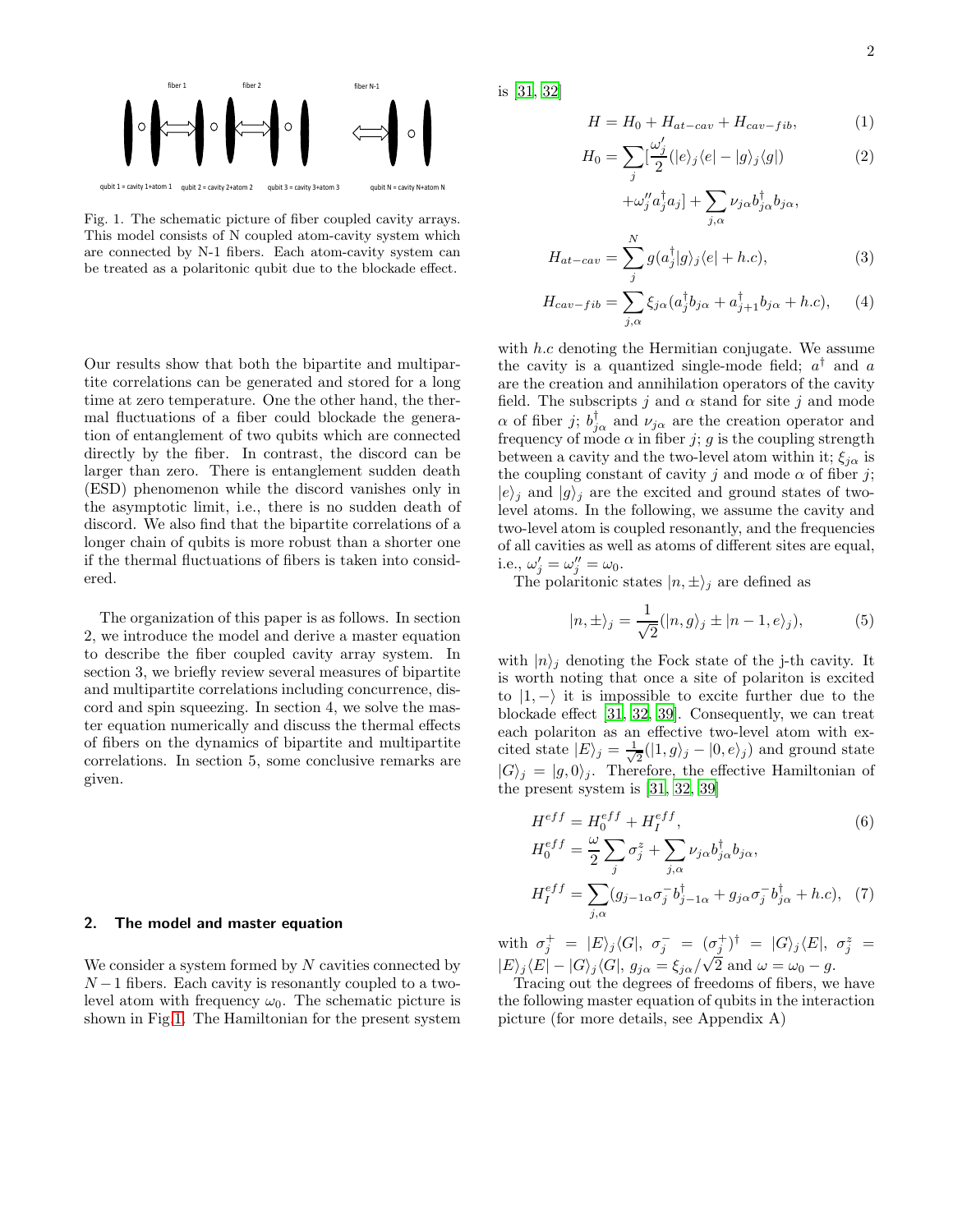Fig. 1. The schematic picture of fiber coupled cavity arrays. This model consists of N coupled atom-cavity system which are connected by N-1 fibers. Each atom-cavity system can be treated as a polaritonic qubit due to the blockade effect.

Our results show that both the bipartite and multipartite correlations can be generated and stored for a long time at zero temperature. One the other hand, the thermal fluctuations of a fiber could blockade the generation of entanglement of two qubits which are connected directly by the fiber. In contrast, the discord can be larger than zero. There is entanglement sudden death (ESD) phenomenon while the discord vanishes only in the asymptotic limit, i.e., there is no sudden death of discord. We also find that the bipartite correlations of a longer chain of qubits is more robust than a shorter one if the thermal fluctuations of fibers is taken into considered.

The organization of this paper is as follows. In section 2, we introduce the model and derive a master equation to describe the fiber coupled cavity array system. In section 3, we briefly review several measures of bipartite and multipartite correlations including concurrence, discord and spin squeezing. In section 4, we solve the master equation numerically and discuss the thermal effects of fibers on the dynamics of bipartite and multipartite correlations. In section 5, some conclusive remarks are given.

## 2. The model and master equation

We consider a system formed by $N$ cavities connected by $N-1$ fibers. Each cavity is resonantly coupled to a two-level atom with frequency $\omega_0$. The schematic picture is shown in Fig 1. The Hamiltonian for the present system is [31, 32]

$$H = H_0 + H_{at-cav} + H_{cav-fib}, \tag{1}$$

$$H_0 = \sum_j [\frac{\omega_j'}{2}(|e\rangle_j\langle e| - |g\rangle_j\langle g|) \tag{2}$$

$$+\omega_j'' a_j^\dagger a_j] + \sum_{j,\alpha} \nu_{j\alpha} b_{j\alpha}^\dagger b_{j\alpha},$$

$$H_{at-cav} = \sum_j^N g(a_j^\dagger |g\rangle_j\langle e| + h.c), \tag{3}$$

$$H_{cav-fib} = \sum_{j,\alpha} \xi_{j\alpha}(a_j^\dagger b_{j\alpha} + a_{j+1}^\dagger b_{j\alpha} + h.c), \tag{4}$$

with $h.c$ denoting the Hermitian conjugate. We assume the cavity is a quantized single-mode field; $a^\dagger$ and $a$ are the creation and annihilation operators of the cavity field. The subscripts $j$ and $\alpha$ stand for site $j$ and mode $\alpha$ of fiber $j$; $b_{j\alpha}^\dagger$ and $\nu_{j\alpha}$ are the creation operator and frequency of mode $\alpha$ in fiber $j$; $g$ is the coupling strength between a cavity and the two-level atom within it; $\xi_{j\alpha}$ is the coupling constant of cavity $j$ and mode $\alpha$ of fiber $j$; $|e\rangle_j$ and $|g\rangle_j$ are the excited and ground states of two-level atoms. In the following, we assume the cavity and two-level atom is coupled resonantly, and the frequencies of all cavities as well as atoms of different sites are equal, i.e., $\omega_j' = \omega_j'' = \omega_0$.

The polaritonic states $|n,\pm\rangle_j$ are defined as

$$|n,\pm\rangle_j = \frac{1}{\sqrt{2}}(|n,g\rangle_j \pm |n-1,e\rangle_j), \tag{5}$$

with $|n\rangle_j$ denoting the Fock state of the j-th cavity. It is worth noting that once a site of polariton is excited to $|1,-\rangle$ it is impossible to excite further due to the blockade effect [31, 32, 39]. Consequently, we can treat each polariton as an effective two-level atom with excited state $|E\rangle_j = \frac{1}{\sqrt{2}}(|1,g\rangle_j - |0,e\rangle_j)$ and ground state $|G\rangle_j = |g,0\rangle_j$. Therefore, the effective Hamiltonian of the present system is [31, 32, 39]

$$H^{eff} = H_0^{eff} + H_I^{eff}, \tag{6}$$

$$H_0^{eff} = \frac{\omega}{2}\sum_j \sigma_j^z + \sum_{j,\alpha} \nu_{j\alpha} b_{j\alpha}^\dagger b_{j\alpha},$$

$$H_I^{eff} = \sum_{j,\alpha}(g_{j-1\alpha}\sigma_j^- b_{j-1\alpha}^\dagger + g_{j\alpha}\sigma_j^- b_{j\alpha}^\dagger + h.c), \tag{7}$$

with $\sigma_j^+ = |E\rangle_j\langle G|$, $\sigma_j^- = (\sigma_j^+)^\dagger = |G\rangle_j\langle E|$, $\sigma_j^z = |E\rangle_j\langle E| - |G\rangle_j\langle G|$, $g_{j\alpha} = \xi_{j\alpha}/\sqrt{2}$ and $\omega = \omega_0 - g$.

Tracing out the degrees of freedoms of fibers, we have the following master equation of qubits in the interaction picture (for more details, see Appendix A)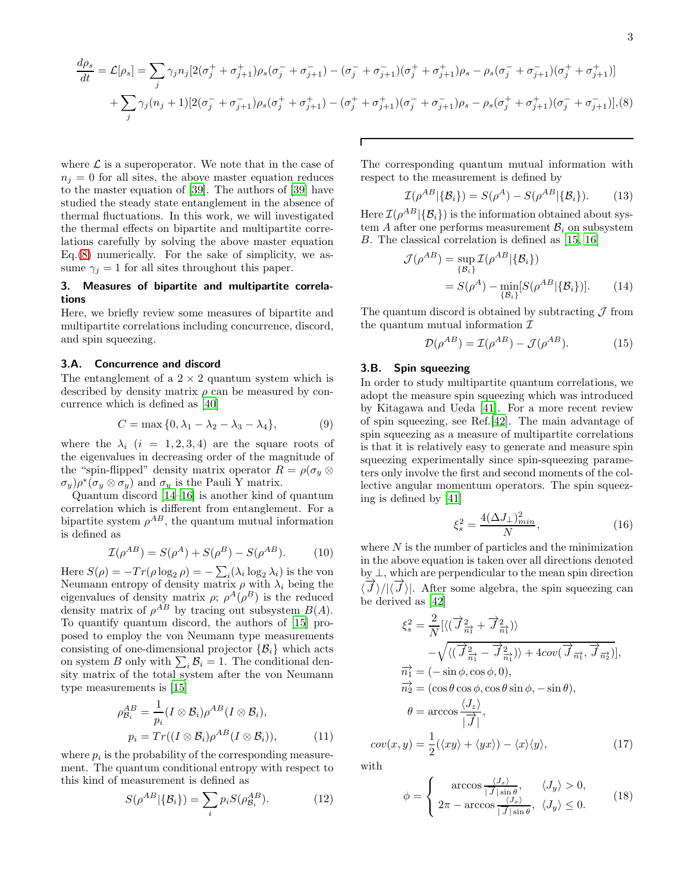$$
\begin{aligned}
\frac{d\rho_s}{dt} = \mathcal{L}[\rho_s] = &\sum_j \gamma_j n_j [2(\sigma_j^+ + \sigma_{j+1}^+)\rho_s(\sigma_j^- + \sigma_{j+1}^-) - (\sigma_j^- + \sigma_{j+1}^-)(\sigma_j^+ + \sigma_{j+1}^+)\rho_s - \rho_s(\sigma_j^- + \sigma_{j+1}^-)(\sigma_j^+ + \sigma_{j+1}^+)] \\
&+ \sum_j \gamma_j (n_j+1)[2(\sigma_j^- + \sigma_{j+1}^-)\rho_s(\sigma_j^+ + \sigma_{j+1}^+) - (\sigma_j^+ + \sigma_{j+1}^+)(\sigma_j^- + \sigma_{j+1}^-)\rho_s - \rho_s(\sigma_j^+ + \sigma_{j+1}^+)(\sigma_j^- + \sigma_{j+1}^-)], \quad (8)
\end{aligned}
$$

where $\mathcal{L}$ is a superoperator. We note that in the case of $n_j = 0$ for all sites, the above master equation reduces to the master equation of [39]. The authors of [39] have studied the steady state entanglement in the absence of thermal fluctuations. In this work, we will investigated the thermal effects on bipartite and multipartite correlations carefully by solving the above master equation Eq.(8) numerically. For the sake of simplicity, we assume $\gamma_j = 1$ for all sites throughout this paper.

## 3. Measures of bipartite and multipartite correlations

Here, we briefly review some measures of bipartite and multipartite correlations including concurrence, discord, and spin squeezing.

### 3.A. Concurrence and discord

The entanglement of a $2 \times 2$ quantum system which is described by density matrix $\rho$ can be measured by concurrence which is defined as [40]

$$
C = \max\{0, \lambda_1 - \lambda_2 - \lambda_3 - \lambda_4\}, \quad (9)
$$

where the $\lambda_i$ $(i = 1, 2, 3, 4)$ are the square roots of the eigenvalues in decreasing order of the magnitude of the "spin-flipped" density matrix operator $R = \rho(\sigma_y \otimes \sigma_y)\rho^*(\sigma_y \otimes \sigma_y)$ and $\sigma_y$ is the Pauli Y matrix.

Quantum discord [14–16] is another kind of quantum correlation which is different from entanglement. For a bipartite system $\rho^{AB}$, the quantum mutual information is defined as

$$
\mathcal{I}(\rho^{AB}) = S(\rho^A) + S(\rho^B) - S(\rho^{AB}). \quad (10)
$$

Here $S(\rho) = -Tr(\rho \log_2 \rho) = -\sum_i (\lambda_i \log_2 \lambda_i)$ is the von Neumann entropy of density matrix $\rho$ with $\lambda_i$ being the eigenvalues of density matrix $\rho$; $\rho^A(\rho^B)$ is the reduced density matrix of $\rho^{AB}$ by tracing out subsystem $B(A)$. To quantify quantum discord, the authors of [15] proposed to employ the von Neumann type measurements consisting of one-dimensional projector $\{\mathcal{B}_i\}$ which acts on system $B$ only with $\sum_i \mathcal{B}_i = 1$. The conditional density matrix of the total system after the von Neumann type measurements is [15]

$$
\begin{aligned}
\rho^{AB}_{\mathcal{B}_i} &= \frac{1}{p_i}(I \otimes \mathcal{B}_i)\rho^{AB}(I \otimes \mathcal{B}_i), \\
p_i &= Tr((I \otimes \mathcal{B}_i)\rho^{AB}(I \otimes \mathcal{B}_i)), \quad (11)
\end{aligned}
$$

where $p_i$ is the probability of the corresponding measurement. The quantum conditional entropy with respect to this kind of measurement is defined as

$$
S(\rho^{AB}|\{\mathcal{B}_i\}) = \sum_i p_i S(\rho^{AB}_{\mathcal{B}_i}). \quad (12)
$$

The corresponding quantum mutual information with respect to the measurement is defined by

$$
\mathcal{I}(\rho^{AB}|\{\mathcal{B}_i\}) = S(\rho^A) - S(\rho^{AB}|\{\mathcal{B}_i\}). \quad (13)
$$

Here $\mathcal{I}(\rho^{AB}|\{\mathcal{B}_i\})$ is the information obtained about system $A$ after one performs measurement $\mathcal{B}_i$ on subsystem $B$. The classical correlation is defined as [15, 16]

$$
\begin{aligned}
\mathcal{J}(\rho^{AB}) &= \sup_{\{\mathcal{B}_i\}} \mathcal{I}(\rho^{AB}|\{\mathcal{B}_i\}) \\
&= S(\rho^A) - \min_{\{\mathcal{B}_i\}}[S(\rho^{AB}|\{\mathcal{B}_i\})]. \quad (14)
\end{aligned}
$$

The quantum discord is obtained by subtracting $\mathcal{J}$ from the quantum mutual information $\mathcal{I}$

$$
\mathcal{D}(\rho^{AB}) = \mathcal{I}(\rho^{AB}) - \mathcal{J}(\rho^{AB}). \quad (15)
$$

### 3.B. Spin squeezing

In order to study multipartite quantum correlations, we adopt the measure spin squeezing which was introduced by Kitagawa and Ueda [41]. For a more recent review of spin squeezing, see Ref.[42]. The main advantage of spin squeezing as a measure of multipartite correlations is that it is relatively easy to generate and measure spin squeezing experimentally since spin-squeezing parameters only involve the first and second moments of the collective angular momentum operators. The spin squeezing is defined by [41]

$$
\xi_s^2 = \frac{4(\Delta J_\perp)^2_{min}}{N}, \quad (16)
$$

where $N$ is the number of particles and the minimization in the above equation is taken over all directions denoted by $\perp$, which are perpendicular to the mean spin direction $\langle \overrightarrow{J} \rangle / |\langle \overrightarrow{J} \rangle|$. After some algebra, the spin squeezing can be derived as [42]

$$
\begin{aligned}
\xi_s^2 &= \frac{2}{N}[\langle(\overrightarrow{J}^2_{\overrightarrow{n_1}} + \overrightarrow{J}^2_{\overrightarrow{n_1}})\rangle \\
&\quad - \sqrt{\langle(\overrightarrow{J}^2_{\overrightarrow{n_1}} - \overrightarrow{J}^2_{\overrightarrow{n_1}})\rangle + 4cov(\overrightarrow{J}_{\overrightarrow{n_1}}, \overrightarrow{J}_{\overrightarrow{n_2}})}], \\
\overrightarrow{n_1} &= (-\sin\phi, \cos\phi, 0), \\
\overrightarrow{n_2} &= (\cos\theta\cos\phi, \cos\theta\sin\phi, -\sin\theta), \\
\theta &= \arccos\frac{\langle J_z \rangle}{|\overrightarrow{J}|}, \\
cov(x, y) &= \frac{1}{2}(\langle xy \rangle + \langle yx \rangle) - \langle x \rangle\langle y \rangle, \quad (17)
\end{aligned}
$$

with

$$
\phi = \begin{cases} \arccos\frac{\langle J_x \rangle}{|\overrightarrow{J}|\sin\theta}, & \langle J_y \rangle > 0, \\ 2\pi - \arccos\frac{\langle J_x \rangle}{|\overrightarrow{J}|\sin\theta}, & \langle J_y \rangle \leq 0. \end{cases} \quad (18)
$$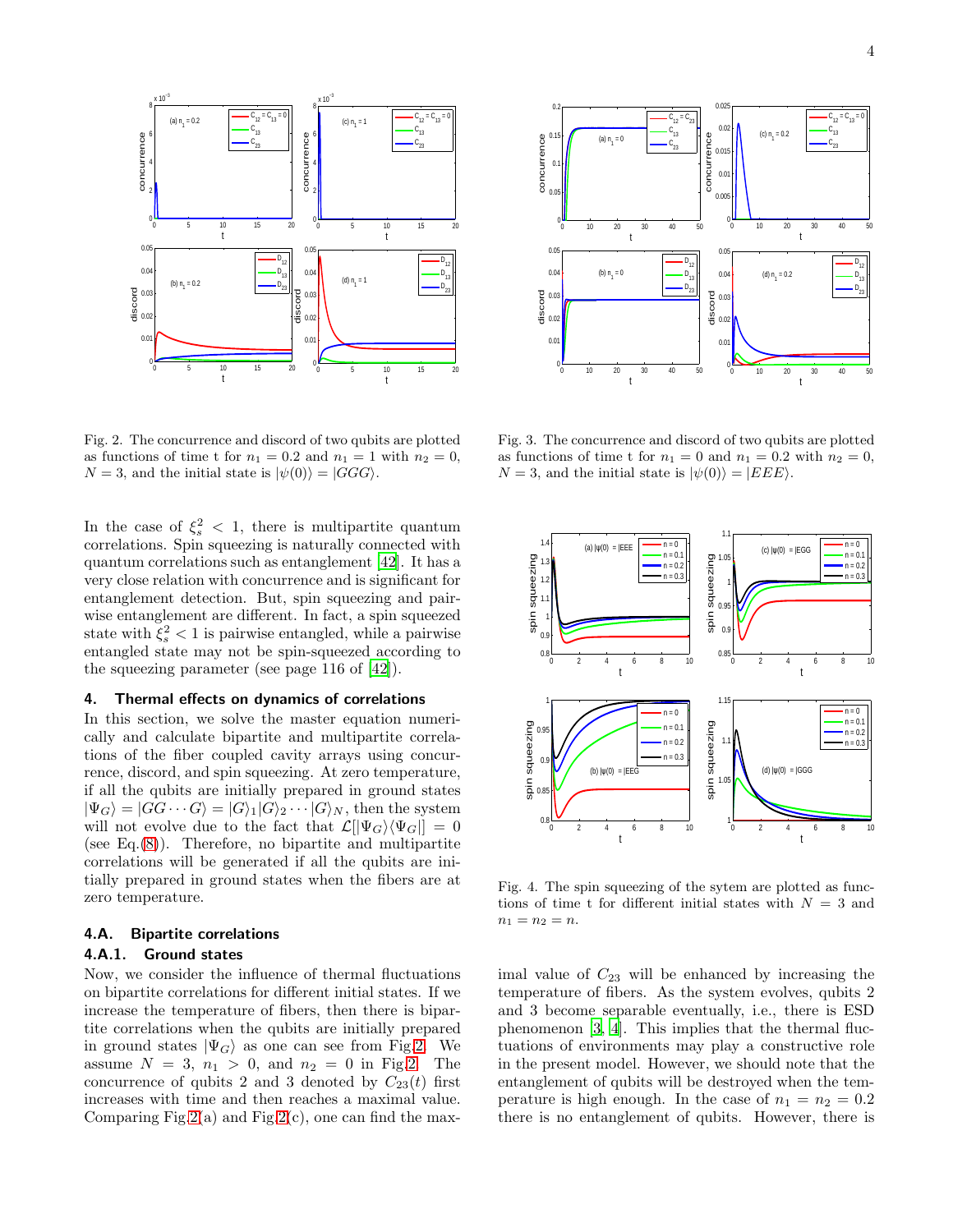Fig. 2. The concurrence and discord of two qubits are plotted as functions of time t for $n_1 = 0.2$ and $n_1 = 1$ with $n_2 = 0$, $N = 3$, and the initial state is $|\psi(0)\rangle = |GGG\rangle$.

Fig. 3. The concurrence and discord of two qubits are plotted as functions of time t for $n_1 = 0$ and $n_1 = 0.2$ with $n_2 = 0$, $N = 3$, and the initial state is $|\psi(0)\rangle = |EEE\rangle$.

Fig. 4. The spin squeezing of the sytem are plotted as functions of time t for different initial states with $N = 3$ and $n_1 = n_2 = n$.

In the case of $\xi_s^2 < 1$, there is multipartite quantum correlations. Spin squeezing is naturally connected with quantum correlations such as entanglement [42]. It has a very close relation with concurrence and is significant for entanglement detection. But, spin squeezing and pairwise entanglement are different. In fact, a spin squeezed state with $\xi_s^2 < 1$ is pairwise entangled, while a pairwise entangled state may not be spin-squeezed according to the squeezing parameter (see page 116 of [42]).

## 4. Thermal effects on dynamics of correlations

In this section, we solve the master equation numerically and calculate bipartite and multipartite correlations of the fiber coupled cavity arrays using concurrence, discord, and spin squeezing. At zero temperature, if all the qubits are initially prepared in ground states $|\Psi_G\rangle = |GG\cdots G\rangle = |G\rangle_1|G\rangle_2\cdots|G\rangle_N$, then the system will not evolve due to the fact that $\mathcal{L}[|\Psi_G\rangle\langle\Psi_G|] = 0$ (see Eq.(8)). Therefore, no bipartite and multipartite correlations will be generated if all the qubits are initially prepared in ground states when the fibers are at zero temperature.

### 4.A. Bipartite correlations

#### 4.A.1. Ground states

Now, we consider the influence of thermal fluctuations on bipartite correlations for different initial states. If we increase the temperature of fibers, then there is bipartite correlations when the qubits are initially prepared in ground states $|\Psi_G\rangle$ as one can see from Fig.2. We assume $N = 3$, $n_1 > 0$, and $n_2 = 0$ in Fig.2. The concurrence of qubits 2 and 3 denoted by $C_{23}(t)$ first increases with time and then reaches a maximal value. Comparing Fig.2(a) and Fig.2(c), one can find the maximal value of $C_{23}$ will be enhanced by increasing the temperature of fibers. As the system evolves, qubits 2 and 3 become separable eventually, i.e., there is ESD phenomenon [3, 4]. This implies that the thermal fluctuations of environments may play a constructive role in the present model. However, we should note that the entanglement of qubits will be destroyed when the temperature is high enough. In the case of $n_1 = n_2 = 0.2$ there is no entanglement of qubits. However, there is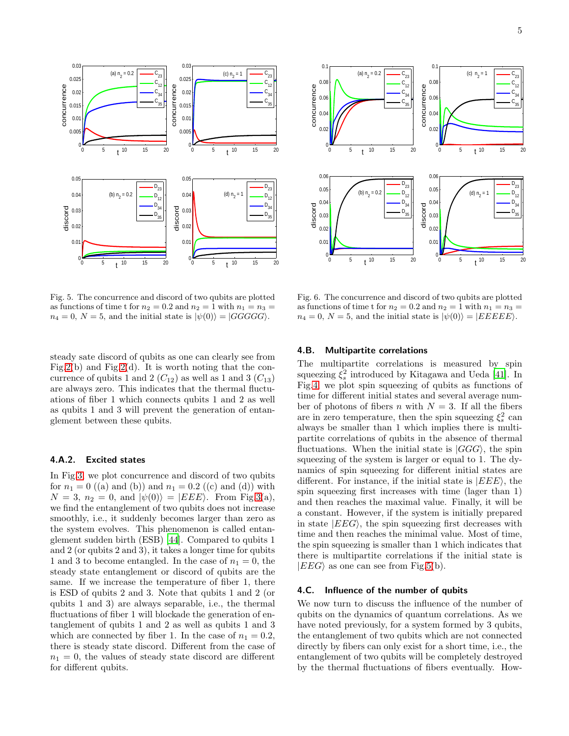Fig. 5. The concurrence and discord of two qubits are plotted as functions of time t for $n_2 = 0.2$ and $n_2 = 1$ with $n_1 = n_3 = n_4 = 0$, $N = 5$, and the initial state is $|\psi(0)\rangle = |GGGGG\rangle$.

Fig. 6. The concurrence and discord of two qubits are plotted as functions of time t for $n_2 = 0.2$ and $n_2 = 1$ with $n_1 = n_3 = n_4 = 0$, $N = 5$, and the initial state is $|\psi(0)\rangle = |EEEEE\rangle$.

steady sate discord of qubits as one can clearly see from Fig.2(b) and Fig.2(d). It is worth noting that the concurrence of qubits 1 and 2 ($C_{12}$) as well as 1 and 3 ($C_{13}$) are always zero. This indicates that the thermal fluctuations of fiber 1 which connects qubits 1 and 2 as well as qubits 1 and 3 will prevent the generation of entanglement between these qubits.

#### 4.A.2. Excited states

In Fig.3, we plot concurrence and discord of two qubits for $n_1 = 0$ ((a) and (b)) and $n_1 = 0.2$ ((c) and (d)) with $N = 3$, $n_2 = 0$, and $|\psi(0)\rangle = |EEE\rangle$. From Fig.3(a), we find the entanglement of two qubits does not increase smoothly, i.e., it suddenly becomes larger than zero as the system evolves. This phenomenon is called entanglement sudden birth (ESB) [44]. Compared to qubits 1 and 2 (or qubits 2 and 3), it takes a longer time for qubits 1 and 3 to become entangled. In the case of $n_1 = 0$, the steady state entanglement or discord of qubits are the same. If we increase the temperature of fiber 1, there is ESD of qubits 2 and 3. Note that qubits 1 and 2 (or qubits 1 and 3) are always separable, i.e., the thermal fluctuations of fiber 1 will blockade the generation of entanglement of qubits 1 and 2 as well as qubits 1 and 3 which are connected by fiber 1. In the case of $n_1 = 0.2$, there is steady state discord. Different from the case of $n_1 = 0$, the values of steady state discord are different for different qubits.

### 4.B. Multipartite correlations

The multipartite correlations is measured by spin squeezing $\xi_s^2$ introduced by Kitagawa and Ueda [41]. In Fig.4, we plot spin squeezing of qubits as functions of time for different initial states and several average number of photons of fibers $n$ with $N = 3$. If all the fibers are in zero temperature, then the spin squeezing $\xi_s^2$ can always be smaller than 1 which implies there is multipartite correlations of qubits in the absence of thermal fluctuations. When the initial state is $|GGG\rangle$, the spin squeezing of the system is larger or equal to 1. The dynamics of spin squeezing for different initial states are different. For instance, if the initial state is $|EEE\rangle$, the spin squeezing first increases with time (lager than 1) and then reaches the maximal value. Finally, it will be a constant. However, if the system is initially prepared in state $|EEG\rangle$, the spin squeezing first decreases with time and then reaches the minimal value. Most of time, the spin squeezing is smaller than 1 which indicates that there is multipartite correlations if the initial state is $|EEG\rangle$ as one can see from Fig.5(b).

### 4.C. Influence of the number of qubits

We now turn to discuss the influence of the number of qubits on the dynamics of quantum correlations. As we have noted previously, for a system formed by 3 qubits, the entanglement of two qubits which are not connected directly by fibers can only exist for a short time, i.e., the entanglement of two qubits will be completely destroyed by the thermal fluctuations of fibers eventually. How-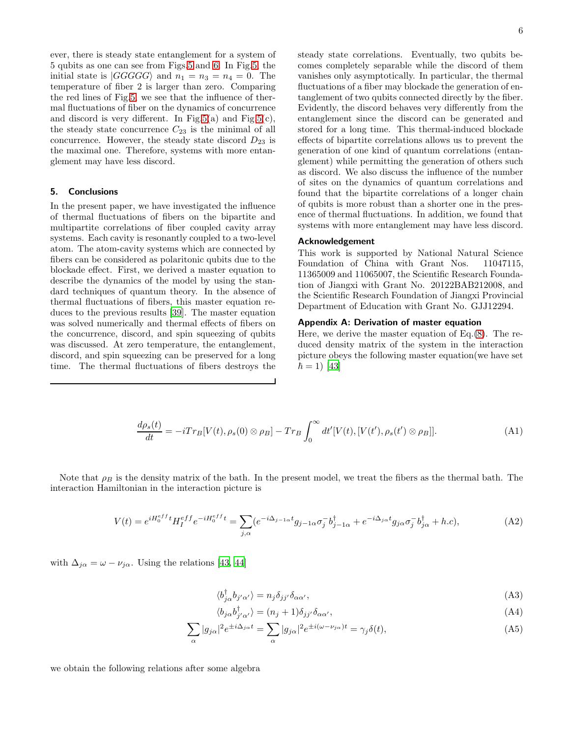ever, there is steady state entanglement for a system of 5 qubits as one can see from Figs.5 and 6. In Fig.5, the initial state is $|GGGGG\rangle$ and $n_1 = n_3 = n_4 = 0$. The temperature of fiber 2 is larger than zero. Comparing the red lines of Fig.5, we see that the influence of thermal fluctuations of fiber on the dynamics of concurrence and discord is very different. In Fig.5(a) and Fig.5(c), the steady state concurrence $C_{23}$ is the minimal of all concurrence. However, the steady state discord $D_{23}$ is the maximal one. Therefore, systems with more entanglement may have less discord.

## 5. Conclusions

In the present paper, we have investigated the influence of thermal fluctuations of fibers on the bipartite and multipartite correlations of fiber coupled cavity array systems. Each cavity is resonantly coupled to a two-level atom. The atom-cavity systems which are connected by fibers can be considered as polaritonic qubits due to the blockade effect. First, we derived a master equation to describe the dynamics of the model by using the standard techniques of quantum theory. In the absence of thermal fluctuations of fibers, this master equation reduces to the previous results [39]. The master equation was solved numerically and thermal effects of fibers on the concurrence, discord, and spin squeezing of qubits was discussed. At zero temperature, the entanglement, discord, and spin squeezing can be preserved for a long time. The thermal fluctuations of fibers destroys the steady state correlations. Eventually, two qubits becomes completely separable while the discord of them vanishes only asymptotically. In particular, the thermal fluctuations of a fiber may blockade the generation of entanglement of two qubits connected directly by the fiber. Evidently, the discord behaves very differently from the entanglement since the discord can be generated and stored for a long time. This thermal-induced blockade effects of bipartite correlations allows us to prevent the generation of one kind of quantum correlations (entanglement) while permitting the generation of others such as discord. We also discuss the influence of the number of sites on the dynamics of quantum correlations and found that the bipartite correlations of a longer chain of qubits is more robust than a shorter one in the presence of thermal fluctuations. In addition, we found that systems with more entanglement may have less discord.

### Acknowledgement

This work is supported by National Natural Science Foundation of China with Grant Nos. 11047115, 11365009 and 11065007, the Scientific Research Foundation of Jiangxi with Grant No. 20122BAB212008, and the Scientific Research Foundation of Jiangxi Provincial Department of Education with Grant No. GJJ12294.

### Appendix A: Derivation of master equation

Here, we derive the master equation of Eq.(8). The reduced density matrix of the system in the interaction picture obeys the following master equation(we have set $\hbar = 1$) [43]

$$\frac{d\rho_s(t)}{dt} = -iTr_B[V(t), \rho_s(0) \otimes \rho_B] - Tr_B \int_0^\infty dt' [V(t), [V(t'), \rho_s(t') \otimes \rho_B]]. \tag{A1}$$

Note that $\rho_B$ is the density matrix of the bath. In the present model, we treat the fibers as the thermal bath. The interaction Hamiltonian in the interaction picture is

$$V(t) = e^{iH_0^{eff}t} H_I^{eff} e^{-iH_0^{eff}t} = \sum_{j,\alpha} (e^{-i\Delta_{j-1\alpha}t} g_{j-1\alpha} \sigma_j^- b_{j-1\alpha}^\dagger + e^{-i\Delta_{j\alpha}t} g_{j\alpha} \sigma_j^- b_{j\alpha}^\dagger + h.c), \tag{A2}$$

with $\Delta_{j\alpha} = \omega - \nu_{j\alpha}$. Using the relations [43, 44]

$$\langle b_{j\alpha}^\dagger b_{j'\alpha'} \rangle = n_j \delta_{jj'} \delta_{\alpha\alpha'}, \tag{A3}$$

$$\langle b_{j\alpha} b_{j'\alpha'}^\dagger \rangle = (n_j + 1) \delta_{jj'} \delta_{\alpha\alpha'}, \tag{A4}$$

$$\sum_\alpha |g_{j\alpha}|^2 e^{\pm i\Delta_{j\alpha}t} = \sum_\alpha |g_{j\alpha}|^2 e^{\pm i(\omega - \nu_{j\alpha})t} = \gamma_j \delta(t), \tag{A5}$$

we obtain the following relations after some algebra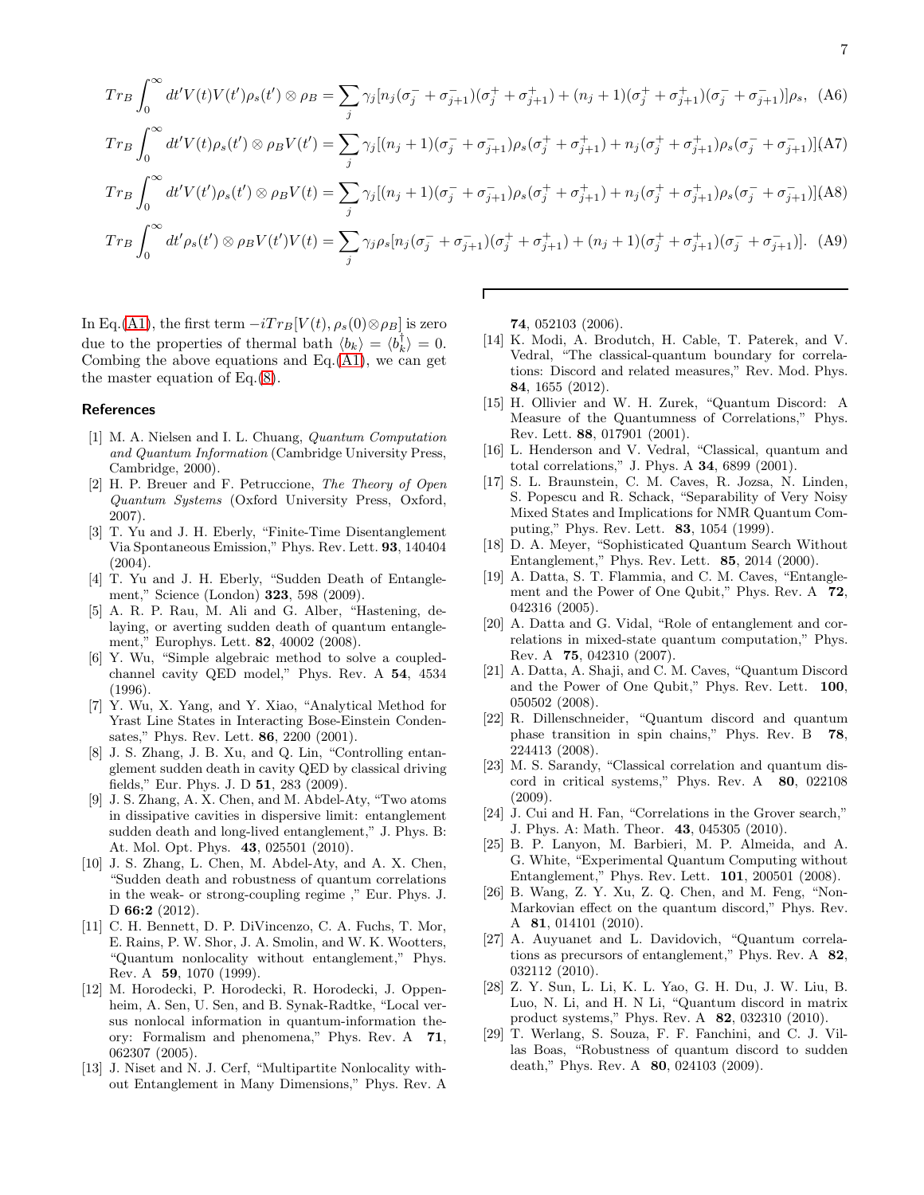$$Tr_B \int_0^\infty dt' V(t)V(t')\rho_s(t') \otimes \rho_B = \sum_j \gamma_j [n_j(\sigma_j^- + \sigma_{j+1}^-)(\sigma_j^+ + \sigma_{j+1}^+) + (n_j+1)(\sigma_j^+ + \sigma_{j+1}^+)(\sigma_j^- + \sigma_{j+1}^-)]\rho_s, \quad \text{(A6)}$$

$$Tr_B \int_0^\infty dt' V(t)\rho_s(t') \otimes \rho_B V(t') = \sum_j \gamma_j [(n_j+1)(\sigma_j^- + \sigma_{j+1}^-)\rho_s(\sigma_j^+ + \sigma_{j+1}^+) + n_j(\sigma_j^+ + \sigma_{j+1}^+)\rho_s(\sigma_j^- + \sigma_{j+1}^-)] \quad \text{(A7)}$$

$$Tr_B \int_0^\infty dt' V(t')\rho_s(t') \otimes \rho_B V(t) = \sum_j \gamma_j [(n_j+1)(\sigma_j^- + \sigma_{j+1}^-)\rho_s(\sigma_j^+ + \sigma_{j+1}^+) + n_j(\sigma_j^+ + \sigma_{j+1}^+)\rho_s(\sigma_j^- + \sigma_{j+1}^-)] \quad \text{(A8)}$$

$$Tr_B \int_0^\infty dt' \rho_s(t') \otimes \rho_B V(t')V(t) = \sum_j \gamma_j \rho_s [n_j(\sigma_j^- + \sigma_{j+1}^-)(\sigma_j^+ + \sigma_{j+1}^+) + (n_j+1)(\sigma_j^+ + \sigma_{j+1}^+)(\sigma_j^- + \sigma_{j+1}^-)]. \quad \text{(A9)}$$

In Eq.(A1), the first term $-iTr_B[V(t), \rho_s(0)\otimes\rho_B]$ is zero due to the properties of thermal bath $\langle b_k \rangle = \langle b_k^\dagger \rangle = 0$. Combing the above equations and Eq.(A1), we can get the master equation of Eq.(8).

## References

[1] M. A. Nielsen and I. L. Chuang, *Quantum Computation and Quantum Information* (Cambridge University Press, Cambridge, 2000).

[2] H. P. Breuer and F. Petruccione, *The Theory of Open Quantum Systems* (Oxford University Press, Oxford, 2007).

[3] T. Yu and J. H. Eberly, "Finite-Time Disentanglement Via Spontaneous Emission," Phys. Rev. Lett. **93**, 140404 (2004).

[4] T. Yu and J. H. Eberly, "Sudden Death of Entanglement," Science (London) **323**, 598 (2009).

[5] A. R. P. Rau, M. Ali and G. Alber, "Hastening, delaying, or averting sudden death of quantum entanglement," Europhys. Lett. **82**, 40002 (2008).

[6] Y. Wu, "Simple algebraic method to solve a coupled-channel cavity QED model," Phys. Rev. A **54**, 4534 (1996).

[7] Y. Wu, X. Yang, and Y. Xiao, "Analytical Method for Yrast Line States in Interacting Bose-Einstein Condensates," Phys. Rev. Lett. **86**, 2200 (2001).

[8] J. S. Zhang, J. B. Xu, and Q. Lin, "Controlling entanglement sudden death in cavity QED by classical driving fields," Eur. Phys. J. D **51**, 283 (2009).

[9] J. S. Zhang, A. X. Chen, and M. Abdel-Aty, "Two atoms in dissipative cavities in dispersive limit: entanglement sudden death and long-lived entanglement," J. Phys. B: At. Mol. Opt. Phys. **43**, 025501 (2010).

[10] J. S. Zhang, L. Chen, M. Abdel-Aty, and A. X. Chen, "Sudden death and robustness of quantum correlations in the weak- or strong-coupling regime ," Eur. Phys. J. D **66:2** (2012).

[11] C. H. Bennett, D. P. DiVincenzo, C. A. Fuchs, T. Mor, E. Rains, P. W. Shor, J. A. Smolin, and W. K. Wootters, "Quantum nonlocality without entanglement," Phys. Rev. A **59**, 1070 (1999).

[12] M. Horodecki, P. Horodecki, R. Horodecki, J. Oppenheim, A. Sen, U. Sen, and B. Synak-Radtke, "Local versus nonlocal information in quantum-information theory: Formalism and phenomena," Phys. Rev. A **71**, 062307 (2005).

[13] J. Niset and N. J. Cerf, "Multipartite Nonlocality without Entanglement in Many Dimensions," Phys. Rev. A **74**, 052103 (2006).

[14] K. Modi, A. Brodutch, H. Cable, T. Paterek, and V. Vedral, "The classical-quantum boundary for correlations: Discord and related measures," Rev. Mod. Phys. **84**, 1655 (2012).

[15] H. Ollivier and W. H. Zurek, "Quantum Discord: A Measure of the Quantumness of Correlations," Phys. Rev. Lett. **88**, 017901 (2001).

[16] L. Henderson and V. Vedral, "Classical, quantum and total correlations," J. Phys. A **34**, 6899 (2001).

[17] S. L. Braunstein, C. M. Caves, R. Jozsa, N. Linden, S. Popescu and R. Schack, "Separability of Very Noisy Mixed States and Implications for NMR Quantum Computing," Phys. Rev. Lett. **83**, 1054 (1999).

[18] D. A. Meyer, "Sophisticated Quantum Search Without Entanglement," Phys. Rev. Lett. **85**, 2014 (2000).

[19] A. Datta, S. T. Flammia, and C. M. Caves, "Entanglement and the Power of One Qubit," Phys. Rev. A **72**, 042316 (2005).

[20] A. Datta and G. Vidal, "Role of entanglement and correlations in mixed-state quantum computation," Phys. Rev. A **75**, 042310 (2007).

[21] A. Datta, A. Shaji, and C. M. Caves, "Quantum Discord and the Power of One Qubit," Phys. Rev. Lett. **100**, 050502 (2008).

[22] R. Dillenschneider, "Quantum discord and quantum phase transition in spin chains," Phys. Rev. B **78**, 224413 (2008).

[23] M. S. Sarandy, "Classical correlation and quantum discord in critical systems," Phys. Rev. A **80**, 022108 (2009).

[24] J. Cui and H. Fan, "Correlations in the Grover search," J. Phys. A: Math. Theor. **43**, 045305 (2010).

[25] B. P. Lanyon, M. Barbieri, M. P. Almeida, and A. G. White, "Experimental Quantum Computing without Entanglement," Phys. Rev. Lett. **101**, 200501 (2008).

[26] B. Wang, Z. Y. Xu, Z. Q. Chen, and M. Feng, "Non-Markovian effect on the quantum discord," Phys. Rev. A **81**, 014101 (2010).

[27] A. Auyuanet and L. Davidovich, "Quantum correlations as precursors of entanglement," Phys. Rev. A **82**, 032112 (2010).

[28] Z. Y. Sun, L. Li, K. L. Yao, G. H. Du, J. W. Liu, B. Luo, N. Li, and H. N Li, "Quantum discord in matrix product systems," Phys. Rev. A **82**, 032310 (2010).

[29] T. Werlang, S. Souza, F. F. Fanchini, and C. J. Villas Boas, "Robustness of quantum discord to sudden death," Phys. Rev. A **80**, 024103 (2009).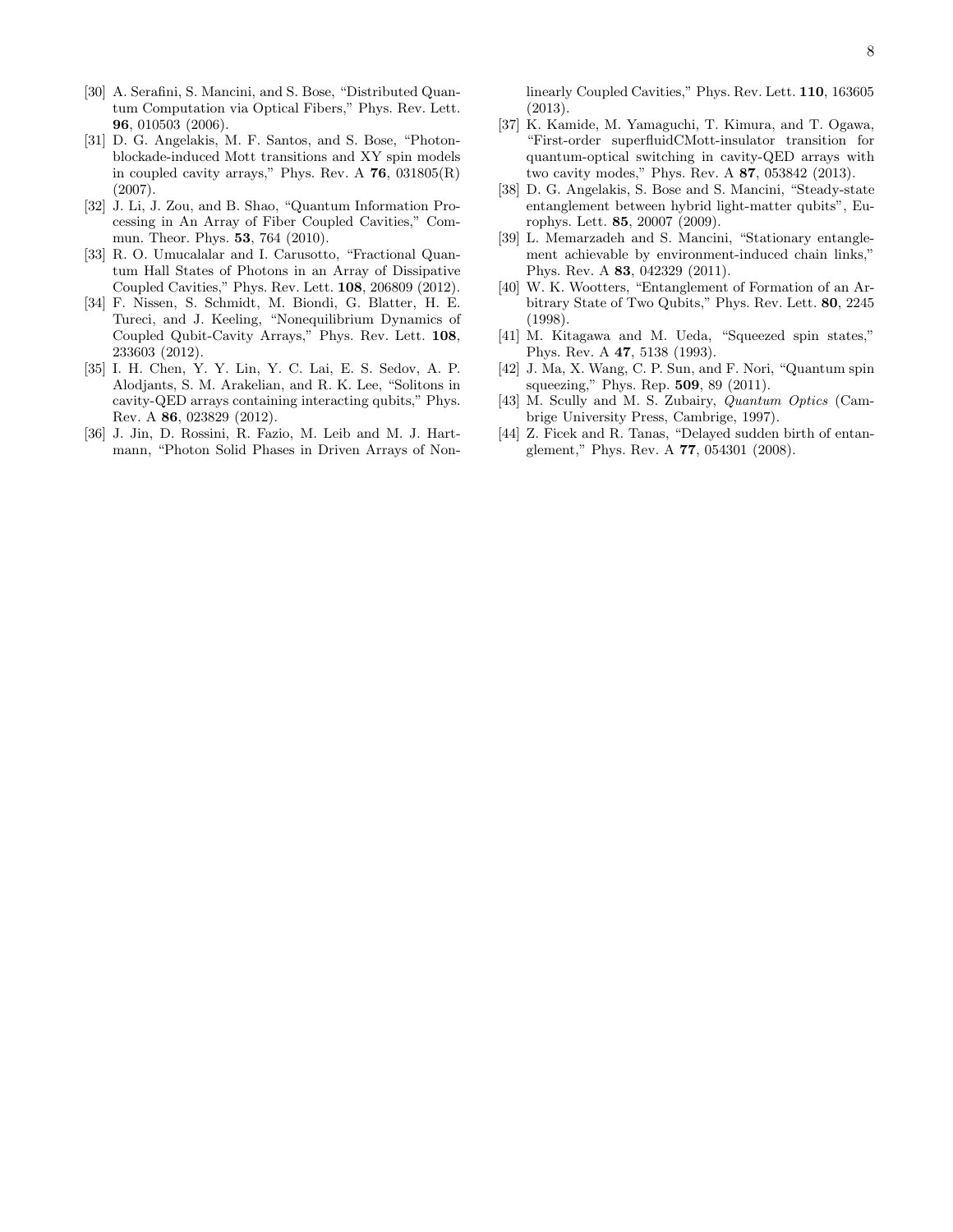[30] A. Serafini, S. Mancini, and S. Bose, "Distributed Quantum Computation via Optical Fibers," Phys. Rev. Lett. **96**, 010503 (2006).

[31] D. G. Angelakis, M. F. Santos, and S. Bose, "Photon-blockade-induced Mott transitions and XY spin models in coupled cavity arrays," Phys. Rev. A **76**, 031805(R) (2007).

[32] J. Li, J. Zou, and B. Shao, "Quantum Information Processing in An Array of Fiber Coupled Cavities," Commun. Theor. Phys. **53**, 764 (2010).

[33] R. O. Umucalalar and I. Carusotto, "Fractional Quantum Hall States of Photons in an Array of Dissipative Coupled Cavities," Phys. Rev. Lett. **108**, 206809 (2012).

[34] F. Nissen, S. Schmidt, M. Biondi, G. Blatter, H. E. Tureci, and J. Keeling, "Nonequilibrium Dynamics of Coupled Qubit-Cavity Arrays," Phys. Rev. Lett. **108**, 233603 (2012).

[35] I. H. Chen, Y. Y. Lin, Y. C. Lai, E. S. Sedov, A. P. Alodjants, S. M. Arakelian, and R. K. Lee, "Solitons in cavity-QED arrays containing interacting qubits," Phys. Rev. A **86**, 023829 (2012).

[36] J. Jin, D. Rossini, R. Fazio, M. Leib and M. J. Hartmann, "Photon Solid Phases in Driven Arrays of Nonlinearly Coupled Cavities," Phys. Rev. Lett. **110**, 163605 (2013).

[37] K. Kamide, M. Yamaguchi, T. Kimura, and T. Ogawa, "First-order superfluidCMott-insulator transition for quantum-optical switching in cavity-QED arrays with two cavity modes," Phys. Rev. A **87**, 053842 (2013).

[38] D. G. Angelakis, S. Bose and S. Mancini, "Steady-state entanglement between hybrid light-matter qubits", Europhys. Lett. **85**, 20007 (2009).

[39] L. Memarzadeh and S. Mancini, "Stationary entanglement achievable by environment-induced chain links," Phys. Rev. A **83**, 042329 (2011).

[40] W. K. Wootters, "Entanglement of Formation of an Arbitrary State of Two Qubits," Phys. Rev. Lett. **80**, 2245 (1998).

[41] M. Kitagawa and M. Ueda, "Squeezed spin states," Phys. Rev. A **47**, 5138 (1993).

[42] J. Ma, X. Wang, C. P. Sun, and F. Nori, "Quantum spin squeezing," Phys. Rep. **509**, 89 (2011).

[43] M. Scully and M. S. Zubairy, *Quantum Optics* (Cambrige University Press, Cambrige, 1997).

[44] Z. Ficek and R. Tanas, "Delayed sudden birth of entanglement," Phys. Rev. A **77**, 054301 (2008).